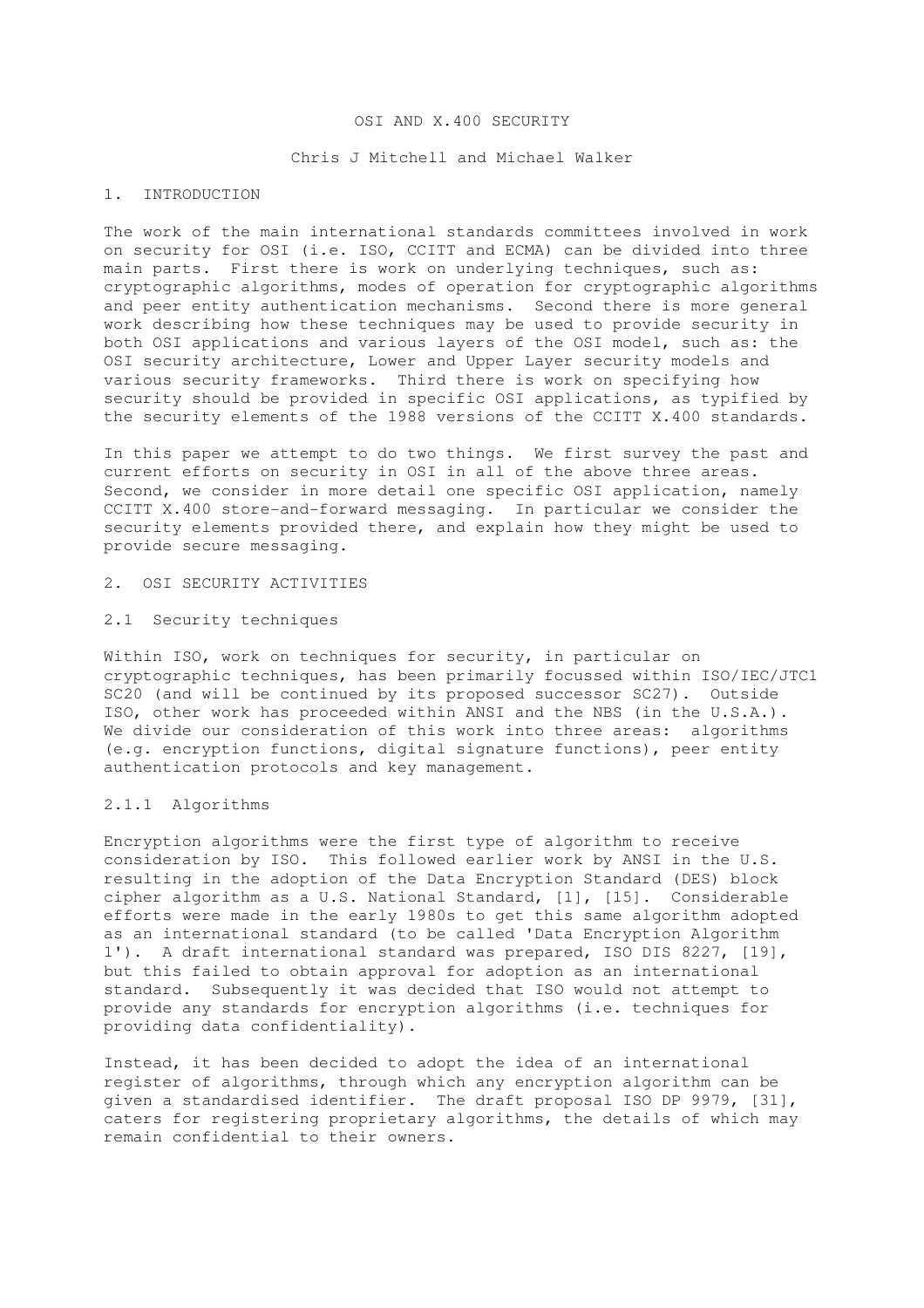# OSI AND X.400 SECURITY

Chris J Mitchell and Michael Walker

## 1. INTRODUCTION

The work of the main international standards committees involved in work on security for OSI (i.e. ISO, CCITT and ECMA) can be divided into three main parts. First there is work on underlying techniques, such as: cryptographic algorithms, modes of operation for cryptographic algorithms and peer entity authentication mechanisms. Second there is more general work describing how these techniques may be used to provide security in both OSI applications and various layers of the OSI model, such as: the OSI security architecture, Lower and Upper Layer security models and various security frameworks. Third there is work on specifying how security should be provided in specific OSI applications, as typified by the security elements of the 1988 versions of the CCITT X.400 standards.

In this paper we attempt to do two things. We first survey the past and current efforts on security in OSI in all of the above three areas. Second, we consider in more detail one specific OSI application, namely CCITT X.400 store-and-forward messaging. In particular we consider the security elements provided there, and explain how they might be used to provide secure messaging.

## 2. OSI SECURITY ACTIVITIES

### 2.1 Security techniques

Within ISO, work on techniques for security, in particular on cryptographic techniques, has been primarily focussed within ISO/IEC/JTC1 SC20 (and will be continued by its proposed successor SC27). Outside ISO, other work has proceeded within ANSI and the NBS (in the U.S.A.). We divide our consideration of this work into three areas: algorithms (e.g. encryption functions, digital signature functions), peer entity authentication protocols and key management.

#### 2.1.1 Algorithms

Encryption algorithms were the first type of algorithm to receive consideration by ISO. This followed earlier work by ANSI in the U.S. resulting in the adoption of the Data Encryption Standard (DES) block cipher algorithm as a U.S. National Standard, [1], [15]. Considerable efforts were made in the early 1980s to get this same algorithm adopted as an international standard (to be called 'Data Encryption Algorithm 1'). A draft international standard was prepared, ISO DIS 8227, [19], but this failed to obtain approval for adoption as an international standard. Subsequently it was decided that ISO would not attempt to provide any standards for encryption algorithms (i.e. techniques for providing data confidentiality).

Instead, it has been decided to adopt the idea of an international register of algorithms, through which any encryption algorithm can be given a standardised identifier. The draft proposal ISO DP 9979, [31], caters for registering proprietary algorithms, the details of which may remain confidential to their owners.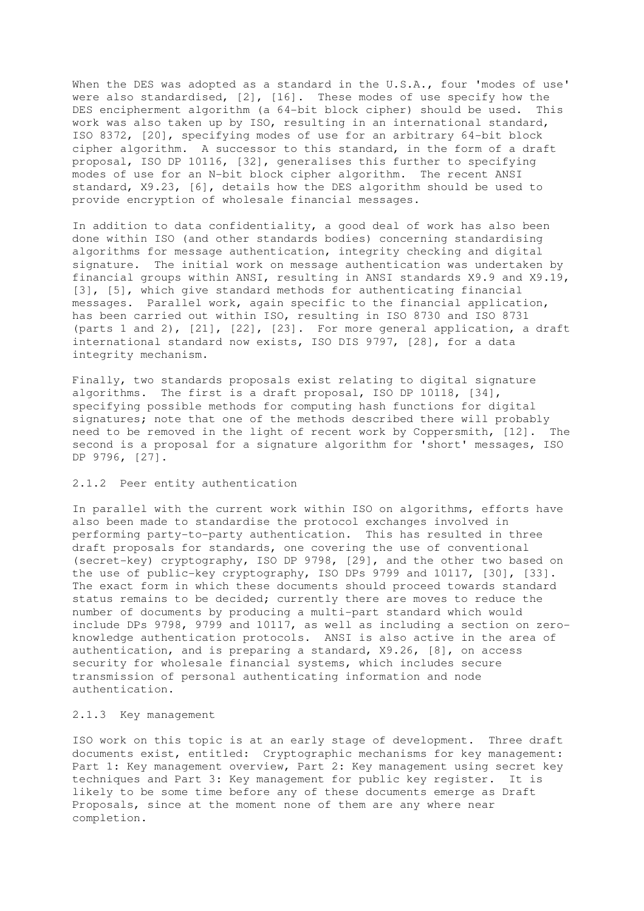When the DES was adopted as a standard in the U.S.A., four 'modes of use' were also standardised, [2], [16]. These modes of use specify how the DES encipherment algorithm (a 64-bit block cipher) should be used. This work was also taken up by ISO, resulting in an international standard, ISO 8372, [20], specifying modes of use for an arbitrary 64-bit block cipher algorithm. A successor to this standard, in the form of a draft proposal, ISO DP 10116, [32], generalises this further to specifying modes of use for an N-bit block cipher algorithm. The recent ANSI standard, X9.23, [6], details how the DES algorithm should be used to provide encryption of wholesale financial messages.

In addition to data confidentiality, a good deal of work has also been done within ISO (and other standards bodies) concerning standardising algorithms for message authentication, integrity checking and digital signature. The initial work on message authentication was undertaken by financial groups within ANSI, resulting in ANSI standards X9.9 and X9.19, [3], [5], which give standard methods for authenticating financial messages. Parallel work, again specific to the financial application, has been carried out within ISO, resulting in ISO 8730 and ISO 8731 (parts 1 and 2), [21], [22], [23]. For more general application, a draft international standard now exists, ISO DIS 9797, [28], for a data integrity mechanism.

Finally, two standards proposals exist relating to digital signature algorithms. The first is a draft proposal, ISO DP 10118, [34], specifying possible methods for computing hash functions for digital signatures; note that one of the methods described there will probably need to be removed in the light of recent work by Coppersmith, [12]. The second is a proposal for a signature algorithm for 'short' messages, ISO DP 9796, [27].

### 2.1.2 Peer entity authentication

In parallel with the current work within ISO on algorithms, efforts have also been made to standardise the protocol exchanges involved in performing party-to-party authentication. This has resulted in three draft proposals for standards, one covering the use of conventional (secret-key) cryptography, ISO DP 9798, [29], and the other two based on the use of public-key cryptography, ISO DPs 9799 and 10117, [30], [33]. The exact form in which these documents should proceed towards standard status remains to be decided; currently there are moves to reduce the number of documents by producing a multi-part standard which would include DPs 9798, 9799 and 10117, as well as including a section on zero-knowledge authentication protocols. ANSI is also active in the area of authentication, and is preparing a standard, X9.26, [8], on access security for wholesale financial systems, which includes secure transmission of personal authenticating information and node authentication.

### 2.1.3 Key management

ISO work on this topic is at an early stage of development. Three draft documents exist, entitled: Cryptographic mechanisms for key management: Part 1: Key management overview, Part 2: Key management using secret key techniques and Part 3: Key management for public key register. It is likely to be some time before any of these documents emerge as Draft Proposals, since at the moment none of them are any where near completion.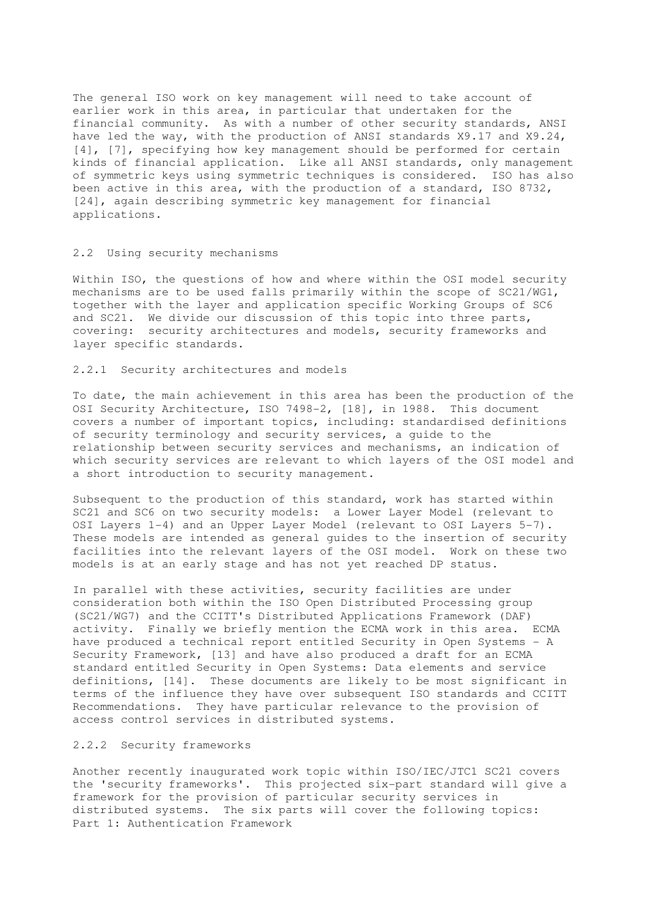The general ISO work on key management will need to take account of earlier work in this area, in particular that undertaken for the financial community. As with a number of other security standards, ANSI have led the way, with the production of ANSI standards X9.17 and X9.24, [4], [7], specifying how key management should be performed for certain kinds of financial application. Like all ANSI standards, only management of symmetric keys using symmetric techniques is considered. ISO has also been active in this area, with the production of a standard, ISO 8732, [24], again describing symmetric key management for financial applications.

### 2.2 Using security mechanisms

Within ISO, the questions of how and where within the OSI model security mechanisms are to be used falls primarily within the scope of SC21/WG1, together with the layer and application specific Working Groups of SC6 and SC21. We divide our discussion of this topic into three parts, covering: security architectures and models, security frameworks and layer specific standards.

#### 2.2.1 Security architectures and models

To date, the main achievement in this area has been the production of the OSI Security Architecture, ISO 7498-2, [18], in 1988. This document covers a number of important topics, including: standardised definitions of security terminology and security services, a guide to the relationship between security services and mechanisms, an indication of which security services are relevant to which layers of the OSI model and a short introduction to security management.

Subsequent to the production of this standard, work has started within SC21 and SC6 on two security models: a Lower Layer Model (relevant to OSI Layers 1-4) and an Upper Layer Model (relevant to OSI Layers 5-7). These models are intended as general guides to the insertion of security facilities into the relevant layers of the OSI model. Work on these two models is at an early stage and has not yet reached DP status.

In parallel with these activities, security facilities are under consideration both within the ISO Open Distributed Processing group (SC21/WG7) and the CCITT's Distributed Applications Framework (DAF) activity. Finally we briefly mention the ECMA work in this area. ECMA have produced a technical report entitled Security in Open Systems - A Security Framework, [13] and have also produced a draft for an ECMA standard entitled Security in Open Systems: Data elements and service definitions, [14]. These documents are likely to be most significant in terms of the influence they have over subsequent ISO standards and CCITT Recommendations. They have particular relevance to the provision of access control services in distributed systems.

#### 2.2.2 Security frameworks

Another recently inaugurated work topic within ISO/IEC/JTC1 SC21 covers the 'security frameworks'. This projected six-part standard will give a framework for the provision of particular security services in distributed systems. The six parts will cover the following topics:
Part 1: Authentication Framework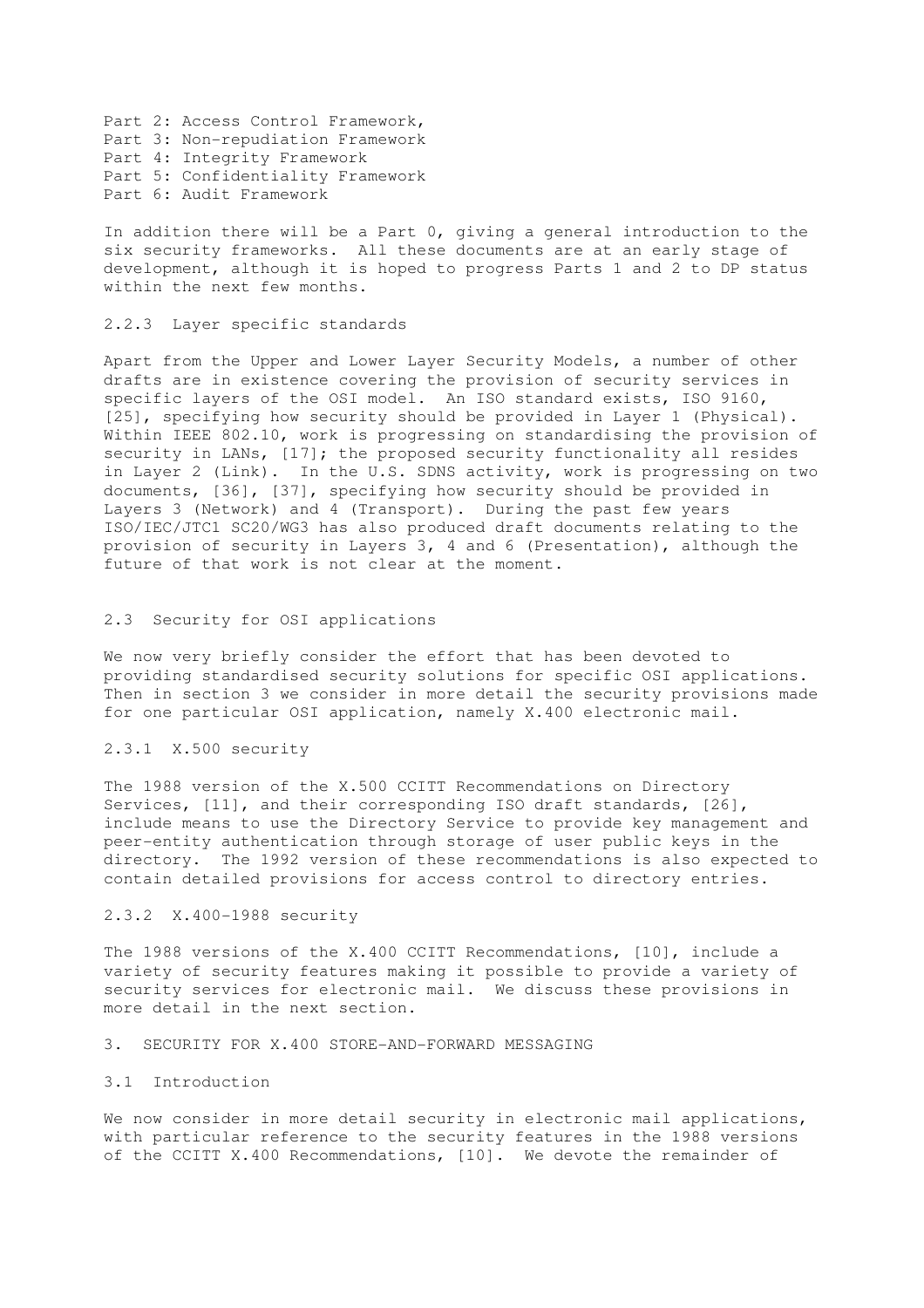Part 2: Access Control Framework,
Part 3: Non-repudiation Framework
Part 4: Integrity Framework
Part 5: Confidentiality Framework
Part 6: Audit Framework

In addition there will be a Part 0, giving a general introduction to the six security frameworks. All these documents are at an early stage of development, although it is hoped to progress Parts 1 and 2 to DP status within the next few months.

### 2.2.3 Layer specific standards

Apart from the Upper and Lower Layer Security Models, a number of other drafts are in existence covering the provision of security services in specific layers of the OSI model. An ISO standard exists, ISO 9160, [25], specifying how security should be provided in Layer 1 (Physical). Within IEEE 802.10, work is progressing on standardising the provision of security in LANs, [17]; the proposed security functionality all resides in Layer 2 (Link). In the U.S. SDNS activity, work is progressing on two documents, [36], [37], specifying how security should be provided in Layers 3 (Network) and 4 (Transport). During the past few years ISO/IEC/JTC1 SC20/WG3 has also produced draft documents relating to the provision of security in Layers 3, 4 and 6 (Presentation), although the future of that work is not clear at the moment.

## 2.3 Security for OSI applications

We now very briefly consider the effort that has been devoted to providing standardised security solutions for specific OSI applications. Then in section 3 we consider in more detail the security provisions made for one particular OSI application, namely X.400 electronic mail.

### 2.3.1 X.500 security

The 1988 version of the X.500 CCITT Recommendations on Directory Services, [11], and their corresponding ISO draft standards, [26], include means to use the Directory Service to provide key management and peer-entity authentication through storage of user public keys in the directory. The 1992 version of these recommendations is also expected to contain detailed provisions for access control to directory entries.

### 2.3.2 X.400-1988 security

The 1988 versions of the X.400 CCITT Recommendations, [10], include a variety of security features making it possible to provide a variety of security services for electronic mail. We discuss these provisions in more detail in the next section.

# 3. SECURITY FOR X.400 STORE-AND-FORWARD MESSAGING

## 3.1 Introduction

We now consider in more detail security in electronic mail applications, with particular reference to the security features in the 1988 versions of the CCITT X.400 Recommendations, [10]. We devote the remainder of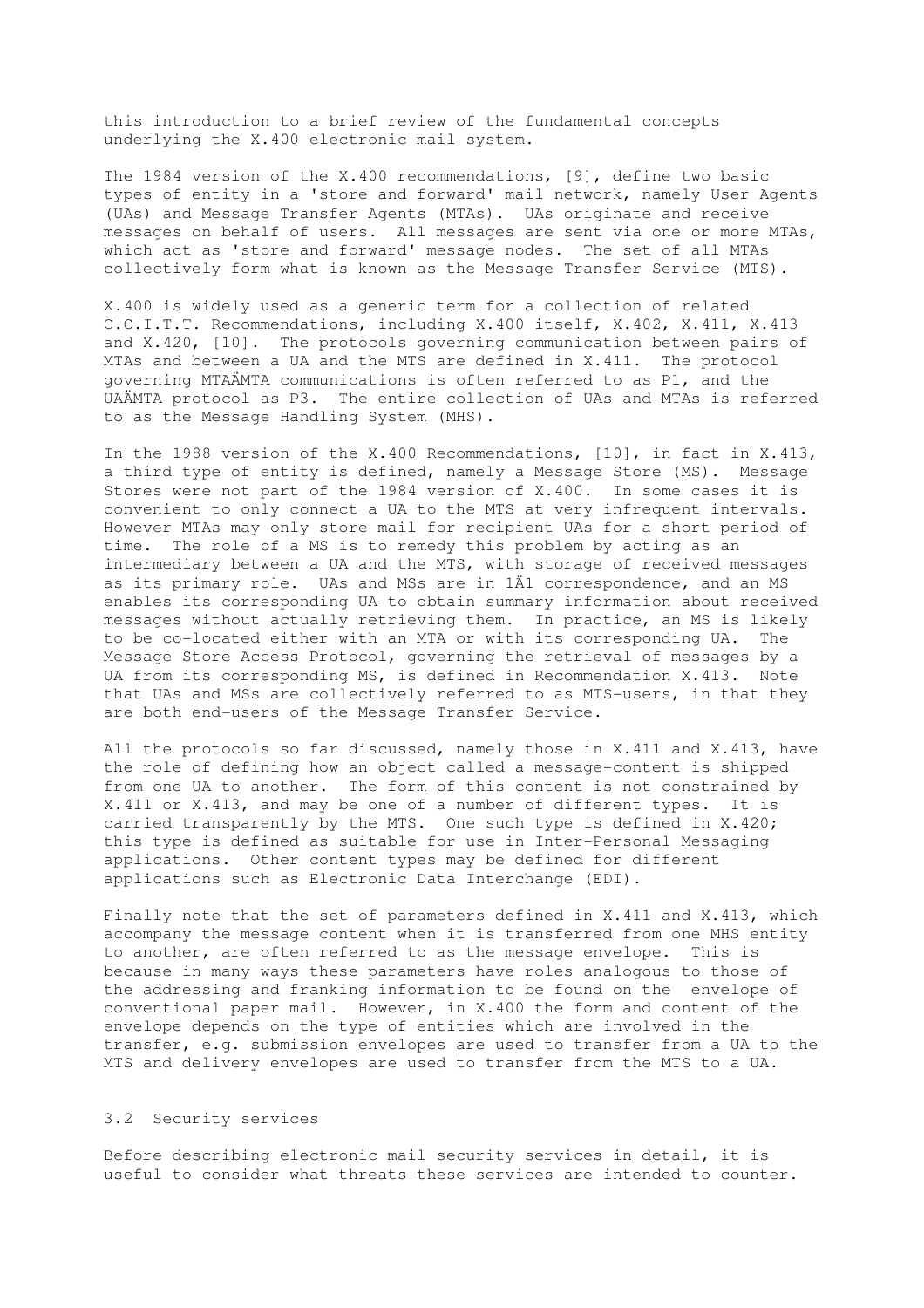this introduction to a brief review of the fundamental concepts underlying the X.400 electronic mail system.

The 1984 version of the X.400 recommendations, [9], define two basic types of entity in a 'store and forward' mail network, namely User Agents (UAs) and Message Transfer Agents (MTAs). UAs originate and receive messages on behalf of users. All messages are sent via one or more MTAs, which act as 'store and forward' message nodes. The set of all MTAs collectively form what is known as the Message Transfer Service (MTS).

X.400 is widely used as a generic term for a collection of related C.C.I.T.T. Recommendations, including X.400 itself, X.402, X.411, X.413 and X.420, [10]. The protocols governing communication between pairs of MTAs and between a UA and the MTS are defined in X.411. The protocol governing MTAÄMTA communications is often referred to as P1, and the UAÄMTA protocol as P3. The entire collection of UAs and MTAs is referred to as the Message Handling System (MHS).

In the 1988 version of the X.400 Recommendations, [10], in fact in X.413, a third type of entity is defined, namely a Message Store (MS). Message Stores were not part of the 1984 version of X.400. In some cases it is convenient to only connect a UA to the MTS at very infrequent intervals. However MTAs may only store mail for recipient UAs for a short period of time. The role of a MS is to remedy this problem by acting as an intermediary between a UA and the MTS, with storage of received messages as its primary role. UAs and MSs are in 1Ä1 correspondence, and an MS enables its corresponding UA to obtain summary information about received messages without actually retrieving them. In practice, an MS is likely to be co-located either with an MTA or with its corresponding UA. The Message Store Access Protocol, governing the retrieval of messages by a UA from its corresponding MS, is defined in Recommendation X.413. Note that UAs and MSs are collectively referred to as MTS-users, in that they are both end-users of the Message Transfer Service.

All the protocols so far discussed, namely those in X.411 and X.413, have the role of defining how an object called a message-content is shipped from one UA to another. The form of this content is not constrained by X.411 or X.413, and may be one of a number of different types. It is carried transparently by the MTS. One such type is defined in X.420; this type is defined as suitable for use in Inter-Personal Messaging applications. Other content types may be defined for different applications such as Electronic Data Interchange (EDI).

Finally note that the set of parameters defined in X.411 and X.413, which accompany the message content when it is transferred from one MHS entity to another, are often referred to as the message envelope. This is because in many ways these parameters have roles analogous to those of the addressing and franking information to be found on the envelope of conventional paper mail. However, in X.400 the form and content of the envelope depends on the type of entities which are involved in the transfer, e.g. submission envelopes are used to transfer from a UA to the MTS and delivery envelopes are used to transfer from the MTS to a UA.

## 3.2 Security services

Before describing electronic mail security services in detail, it is useful to consider what threats these services are intended to counter.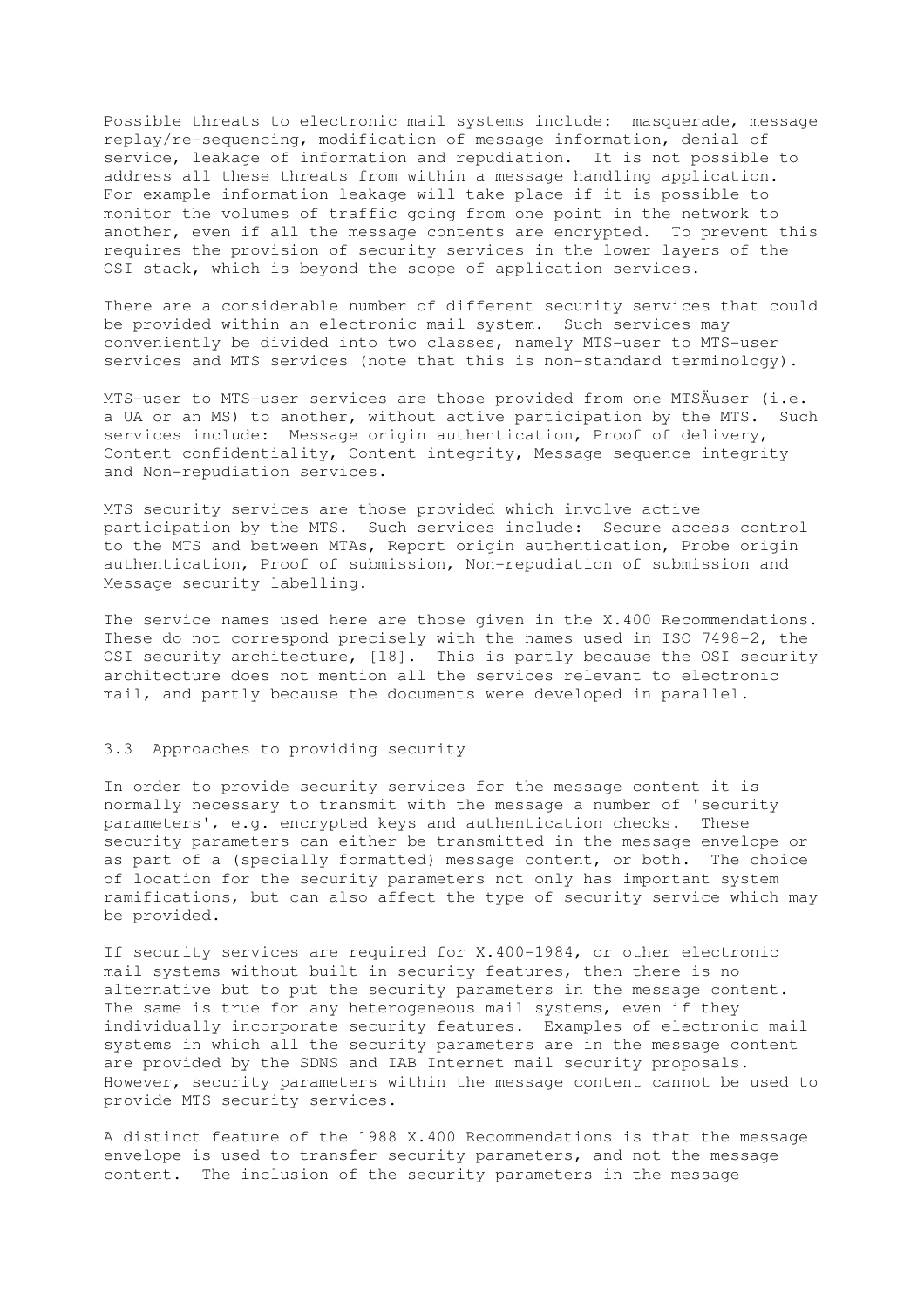Possible threats to electronic mail systems include: masquerade, message replay/re-sequencing, modification of message information, denial of service, leakage of information and repudiation. It is not possible to address all these threats from within a message handling application. For example information leakage will take place if it is possible to monitor the volumes of traffic going from one point in the network to another, even if all the message contents are encrypted. To prevent this requires the provision of security services in the lower layers of the OSI stack, which is beyond the scope of application services.

There are a considerable number of different security services that could be provided within an electronic mail system. Such services may conveniently be divided into two classes, namely MTS-user to MTS-user services and MTS services (note that this is non-standard terminology).

MTS-user to MTS-user services are those provided from one MTSÄuser (i.e. a UA or an MS) to another, without active participation by the MTS. Such services include: Message origin authentication, Proof of delivery, Content confidentiality, Content integrity, Message sequence integrity and Non-repudiation services.

MTS security services are those provided which involve active participation by the MTS. Such services include: Secure access control to the MTS and between MTAs, Report origin authentication, Probe origin authentication, Proof of submission, Non-repudiation of submission and Message security labelling.

The service names used here are those given in the X.400 Recommendations. These do not correspond precisely with the names used in ISO 7498-2, the OSI security architecture, [18]. This is partly because the OSI security architecture does not mention all the services relevant to electronic mail, and partly because the documents were developed in parallel.

### 3.3 Approaches to providing security

In order to provide security services for the message content it is normally necessary to transmit with the message a number of 'security parameters', e.g. encrypted keys and authentication checks. These security parameters can either be transmitted in the message envelope or as part of a (specially formatted) message content, or both. The choice of location for the security parameters not only has important system ramifications, but can also affect the type of security service which may be provided.

If security services are required for X.400-1984, or other electronic mail systems without built in security features, then there is no alternative but to put the security parameters in the message content. The same is true for any heterogeneous mail systems, even if they individually incorporate security features. Examples of electronic mail systems in which all the security parameters are in the message content are provided by the SDNS and IAB Internet mail security proposals. However, security parameters within the message content cannot be used to provide MTS security services.

A distinct feature of the 1988 X.400 Recommendations is that the message envelope is used to transfer security parameters, and not the message content. The inclusion of the security parameters in the message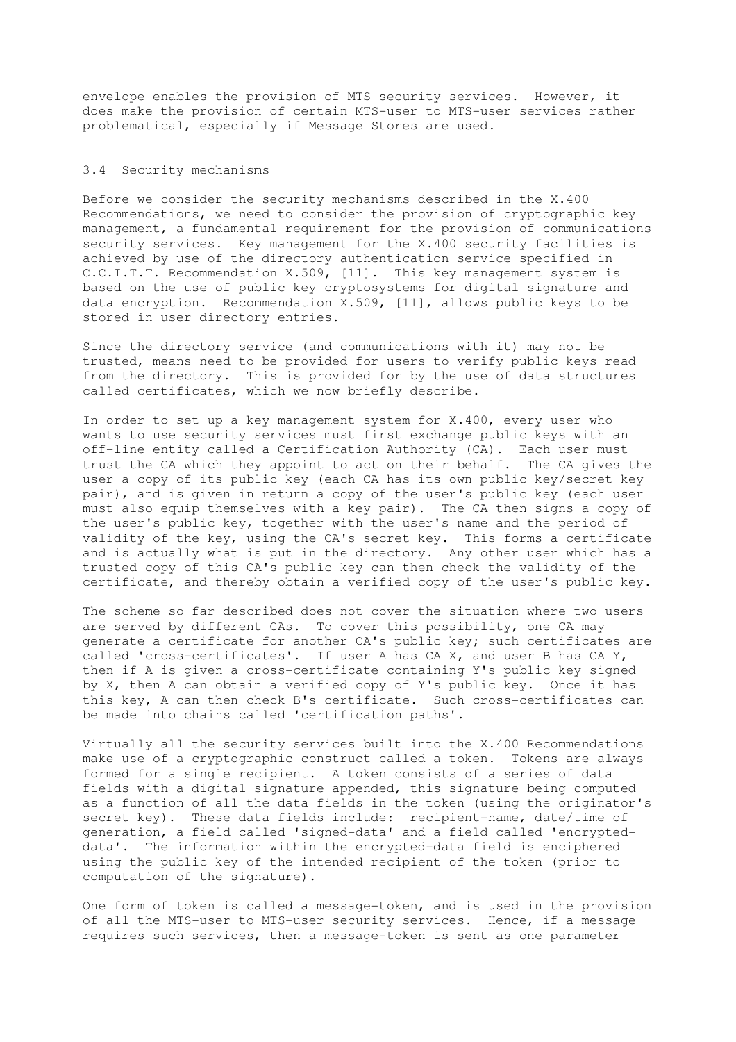envelope enables the provision of MTS security services. However, it does make the provision of certain MTS-user to MTS-user services rather problematical, especially if Message Stores are used.

### 3.4 Security mechanisms

Before we consider the security mechanisms described in the X.400 Recommendations, we need to consider the provision of cryptographic key management, a fundamental requirement for the provision of communications security services. Key management for the X.400 security facilities is achieved by use of the directory authentication service specified in C.C.I.T.T. Recommendation X.509, [11]. This key management system is based on the use of public key cryptosystems for digital signature and data encryption. Recommendation X.509, [11], allows public keys to be stored in user directory entries.

Since the directory service (and communications with it) may not be trusted, means need to be provided for users to verify public keys read from the directory. This is provided for by the use of data structures called certificates, which we now briefly describe.

In order to set up a key management system for X.400, every user who wants to use security services must first exchange public keys with an off-line entity called a Certification Authority (CA). Each user must trust the CA which they appoint to act on their behalf. The CA gives the user a copy of its public key (each CA has its own public key/secret key pair), and is given in return a copy of the user's public key (each user must also equip themselves with a key pair). The CA then signs a copy of the user's public key, together with the user's name and the period of validity of the key, using the CA's secret key. This forms a certificate and is actually what is put in the directory. Any other user which has a trusted copy of this CA's public key can then check the validity of the certificate, and thereby obtain a verified copy of the user's public key.

The scheme so far described does not cover the situation where two users are served by different CAs. To cover this possibility, one CA may generate a certificate for another CA's public key; such certificates are called 'cross-certificates'. If user A has CA X, and user B has CA Y, then if A is given a cross-certificate containing Y's public key signed by X, then A can obtain a verified copy of Y's public key. Once it has this key, A can then check B's certificate. Such cross-certificates can be made into chains called 'certification paths'.

Virtually all the security services built into the X.400 Recommendations make use of a cryptographic construct called a token. Tokens are always formed for a single recipient. A token consists of a series of data fields with a digital signature appended, this signature being computed as a function of all the data fields in the token (using the originator's secret key). These data fields include: recipient-name, date/time of generation, a field called 'signed-data' and a field called 'encrypted-data'. The information within the encrypted-data field is enciphered using the public key of the intended recipient of the token (prior to computation of the signature).

One form of token is called a message-token, and is used in the provision of all the MTS-user to MTS-user security services. Hence, if a message requires such services, then a message-token is sent as one parameter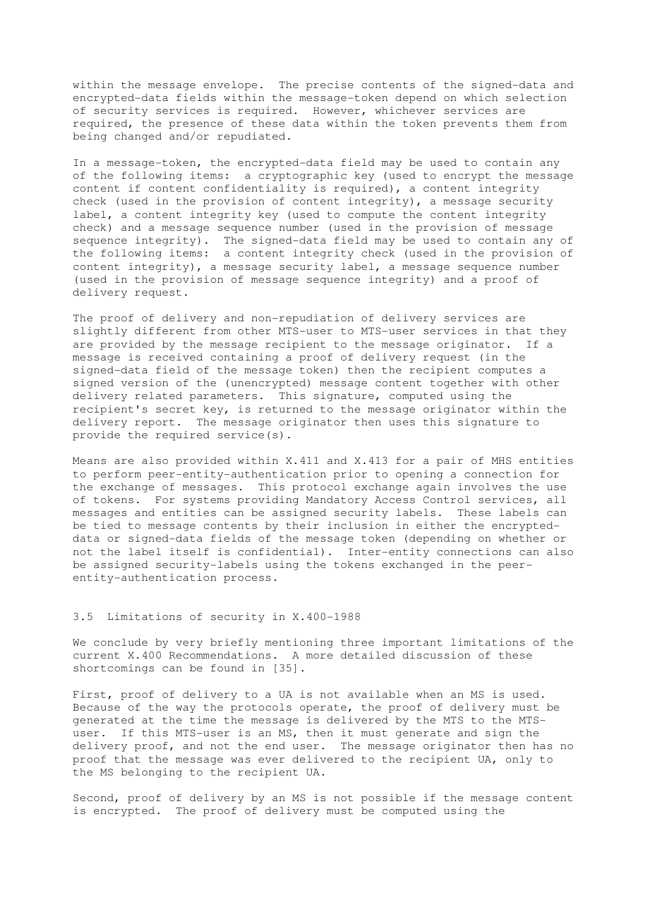within the message envelope. The precise contents of the signed-data and encrypted-data fields within the message-token depend on which selection of security services is required. However, whichever services are required, the presence of these data within the token prevents them from being changed and/or repudiated.

In a message-token, the encrypted-data field may be used to contain any of the following items: a cryptographic key (used to encrypt the message content if content confidentiality is required), a content integrity check (used in the provision of content integrity), a message security label, a content integrity key (used to compute the content integrity check) and a message sequence number (used in the provision of message sequence integrity). The signed-data field may be used to contain any of the following items: a content integrity check (used in the provision of content integrity), a message security label, a message sequence number (used in the provision of message sequence integrity) and a proof of delivery request.

The proof of delivery and non-repudiation of delivery services are slightly different from other MTS-user to MTS-user services in that they are provided by the message recipient to the message originator. If a message is received containing a proof of delivery request (in the signed-data field of the message token) then the recipient computes a signed version of the (unencrypted) message content together with other delivery related parameters. This signature, computed using the recipient's secret key, is returned to the message originator within the delivery report. The message originator then uses this signature to provide the required service(s).

Means are also provided within X.411 and X.413 for a pair of MHS entities to perform peer-entity-authentication prior to opening a connection for the exchange of messages. This protocol exchange again involves the use of tokens. For systems providing Mandatory Access Control services, all messages and entities can be assigned security labels. These labels can be tied to message contents by their inclusion in either the encrypted-data or signed-data fields of the message token (depending on whether or not the label itself is confidential). Inter-entity connections can also be assigned security-labels using the tokens exchanged in the peer-entity-authentication process.

## 3.5 Limitations of security in X.400-1988

We conclude by very briefly mentioning three important limitations of the current X.400 Recommendations. A more detailed discussion of these shortcomings can be found in [35].

First, proof of delivery to a UA is not available when an MS is used. Because of the way the protocols operate, the proof of delivery must be generated at the time the message is delivered by the MTS to the MTS-user. If this MTS-user is an MS, then it must generate and sign the delivery proof, and not the end user. The message originator then has no proof that the message was ever delivered to the recipient UA, only to the MS belonging to the recipient UA.

Second, proof of delivery by an MS is not possible if the message content is encrypted. The proof of delivery must be computed using the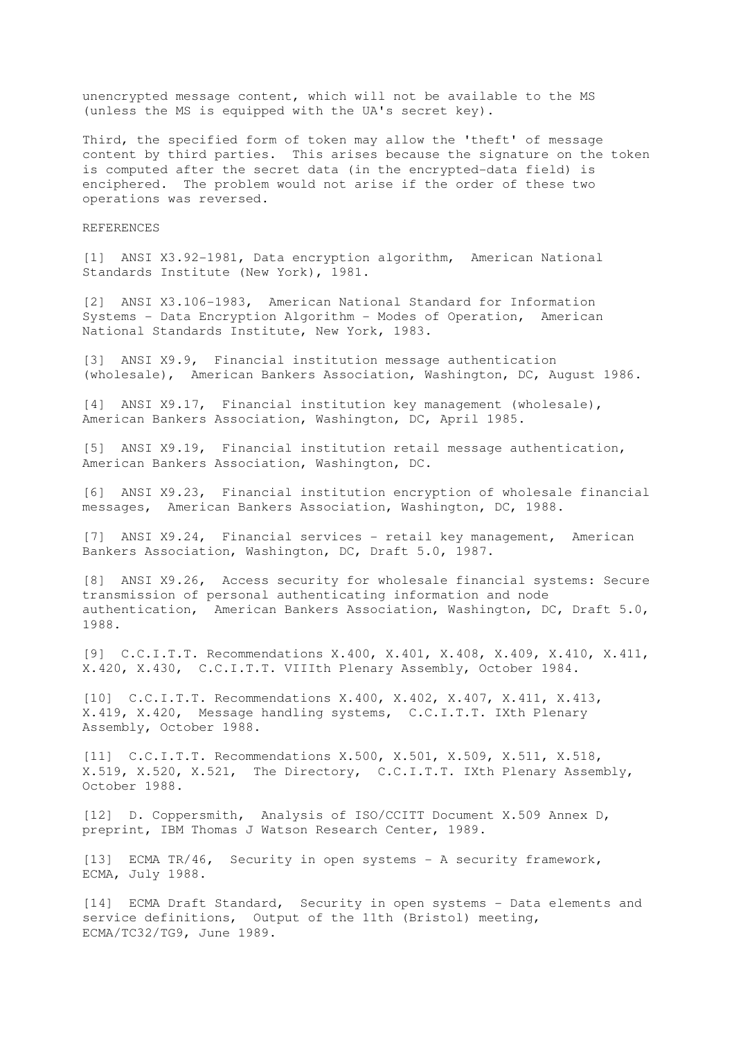unencrypted message content, which will not be available to the MS (unless the MS is equipped with the UA's secret key).

Third, the specified form of token may allow the 'theft' of message content by third parties. This arises because the signature on the token is computed after the secret data (in the encrypted-data field) is enciphered. The problem would not arise if the order of these two operations was reversed.

## REFERENCES

[1] ANSI X3.92-1981, Data encryption algorithm, American National Standards Institute (New York), 1981.

[2] ANSI X3.106-1983, American National Standard for Information Systems - Data Encryption Algorithm - Modes of Operation, American National Standards Institute, New York, 1983.

[3] ANSI X9.9, Financial institution message authentication (wholesale), American Bankers Association, Washington, DC, August 1986.

[4] ANSI X9.17, Financial institution key management (wholesale), American Bankers Association, Washington, DC, April 1985.

[5] ANSI X9.19, Financial institution retail message authentication, American Bankers Association, Washington, DC.

[6] ANSI X9.23, Financial institution encryption of wholesale financial messages, American Bankers Association, Washington, DC, 1988.

[7] ANSI X9.24, Financial services - retail key management, American Bankers Association, Washington, DC, Draft 5.0, 1987.

[8] ANSI X9.26, Access security for wholesale financial systems: Secure transmission of personal authenticating information and node authentication, American Bankers Association, Washington, DC, Draft 5.0, 1988.

[9] C.C.I.T.T. Recommendations X.400, X.401, X.408, X.409, X.410, X.411, X.420, X.430, C.C.I.T.T. VIIIth Plenary Assembly, October 1984.

[10] C.C.I.T.T. Recommendations X.400, X.402, X.407, X.411, X.413, X.419, X.420, Message handling systems, C.C.I.T.T. IXth Plenary Assembly, October 1988.

[11] C.C.I.T.T. Recommendations X.500, X.501, X.509, X.511, X.518, X.519, X.520, X.521, The Directory, C.C.I.T.T. IXth Plenary Assembly, October 1988.

[12] D. Coppersmith, Analysis of ISO/CCITT Document X.509 Annex D, preprint, IBM Thomas J Watson Research Center, 1989.

[13] ECMA TR/46, Security in open systems - A security framework, ECMA, July 1988.

[14] ECMA Draft Standard, Security in open systems - Data elements and service definitions, Output of the 11th (Bristol) meeting, ECMA/TC32/TG9, June 1989.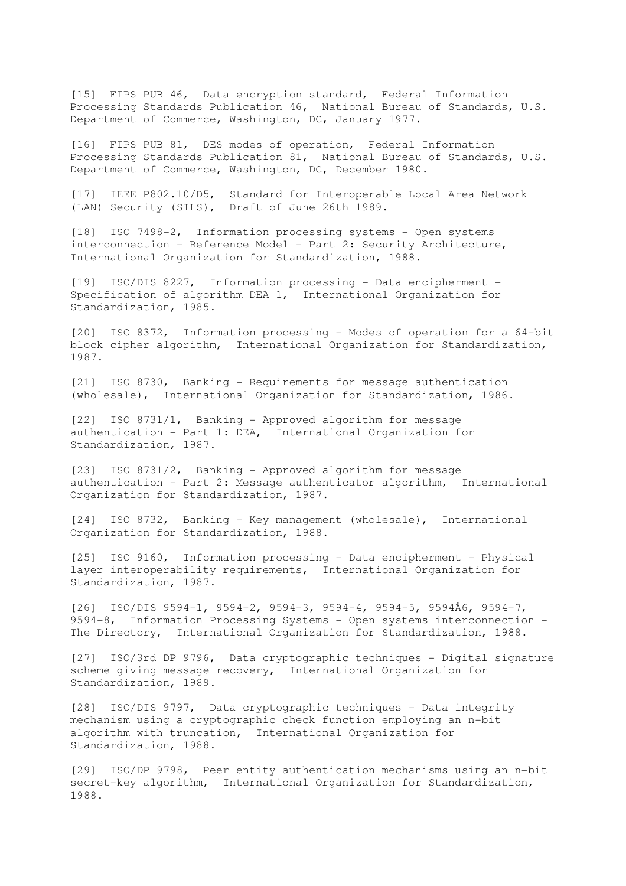[15] FIPS PUB 46, Data encryption standard, Federal Information Processing Standards Publication 46, National Bureau of Standards, U.S. Department of Commerce, Washington, DC, January 1977.

[16] FIPS PUB 81, DES modes of operation, Federal Information Processing Standards Publication 81, National Bureau of Standards, U.S. Department of Commerce, Washington, DC, December 1980.

[17] IEEE P802.10/D5, Standard for Interoperable Local Area Network (LAN) Security (SILS), Draft of June 26th 1989.

[18] ISO 7498-2, Information processing systems - Open systems interconnection - Reference Model - Part 2: Security Architecture, International Organization for Standardization, 1988.

[19] ISO/DIS 8227, Information processing - Data encipherment - Specification of algorithm DEA 1, International Organization for Standardization, 1985.

[20] ISO 8372, Information processing - Modes of operation for a 64-bit block cipher algorithm, International Organization for Standardization, 1987.

[21] ISO 8730, Banking - Requirements for message authentication (wholesale), International Organization for Standardization, 1986.

[22] ISO 8731/1, Banking - Approved algorithm for message authentication - Part 1: DEA, International Organization for Standardization, 1987.

[23] ISO 8731/2, Banking - Approved algorithm for message authentication - Part 2: Message authenticator algorithm, International Organization for Standardization, 1987.

[24] ISO 8732, Banking - Key management (wholesale), International Organization for Standardization, 1988.

[25] ISO 9160, Information processing - Data encipherment - Physical layer interoperability requirements, International Organization for Standardization, 1987.

[26] ISO/DIS 9594-1, 9594-2, 9594-3, 9594-4, 9594-5, 9594Ä6, 9594-7, 9594-8, Information Processing Systems - Open systems interconnection - The Directory, International Organization for Standardization, 1988.

[27] ISO/3rd DP 9796, Data cryptographic techniques - Digital signature scheme giving message recovery, International Organization for Standardization, 1989.

[28] ISO/DIS 9797, Data cryptographic techniques - Data integrity mechanism using a cryptographic check function employing an n-bit algorithm with truncation, International Organization for Standardization, 1988.

[29] ISO/DP 9798, Peer entity authentication mechanisms using an n-bit secret-key algorithm, International Organization for Standardization, 1988.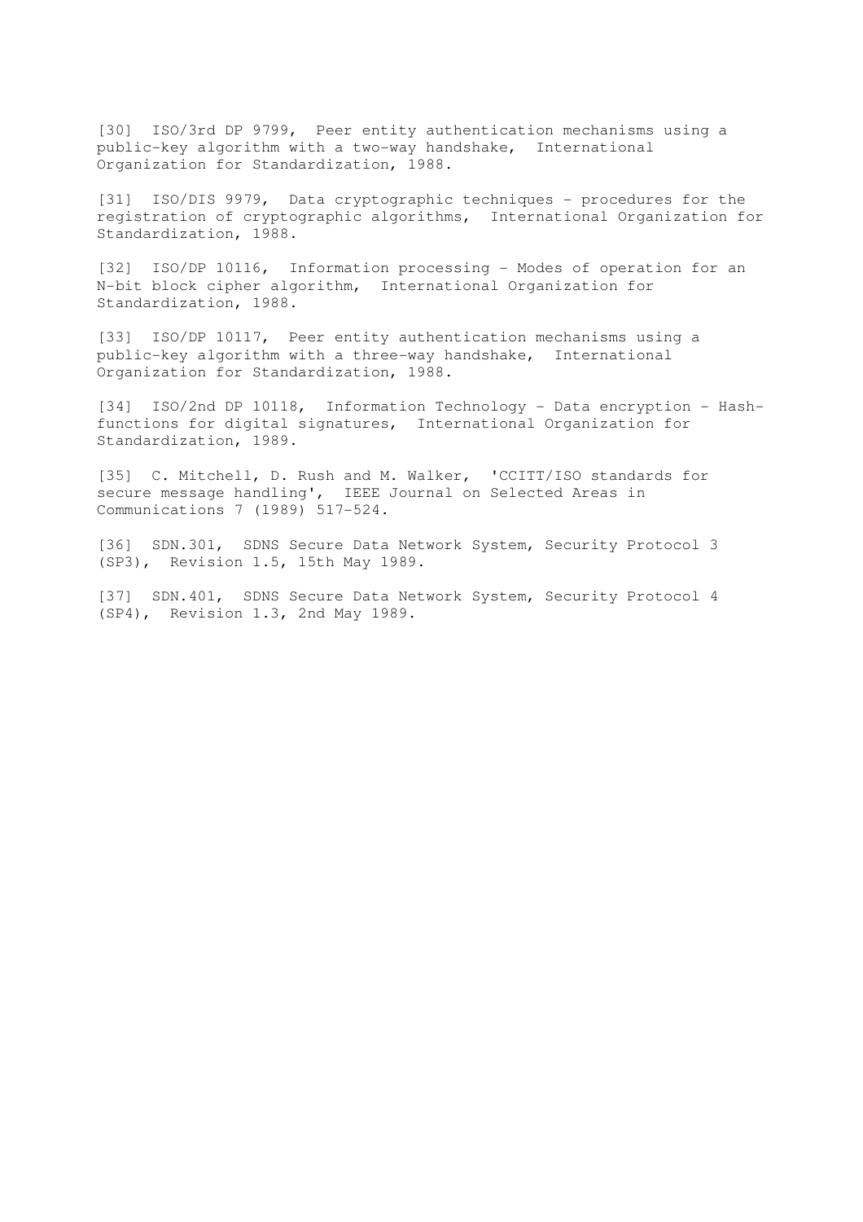[30] ISO/3rd DP 9799, Peer entity authentication mechanisms using a public-key algorithm with a two-way handshake, International Organization for Standardization, 1988.

[31] ISO/DIS 9979, Data cryptographic techniques - procedures for the registration of cryptographic algorithms, International Organization for Standardization, 1988.

[32] ISO/DP 10116, Information processing - Modes of operation for an N-bit block cipher algorithm, International Organization for Standardization, 1988.

[33] ISO/DP 10117, Peer entity authentication mechanisms using a public-key algorithm with a three-way handshake, International Organization for Standardization, 1988.

[34] ISO/2nd DP 10118, Information Technology - Data encryption - Hash-functions for digital signatures, International Organization for Standardization, 1989.

[35] C. Mitchell, D. Rush and M. Walker, 'CCITT/ISO standards for secure message handling', IEEE Journal on Selected Areas in Communications 7 (1989) 517-524.

[36] SDN.301, SDNS Secure Data Network System, Security Protocol 3 (SP3), Revision 1.5, 15th May 1989.

[37] SDN.401, SDNS Secure Data Network System, Security Protocol 4 (SP4), Revision 1.3, 2nd May 1989.